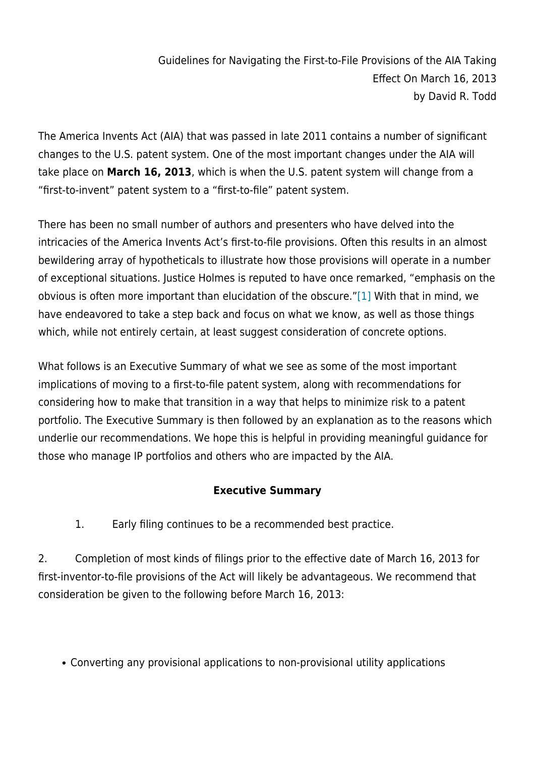Guidelines for Navigating the First-to-File Provisions of the AIA Taking Effect On March 16, 2013
by David R. Todd

The America Invents Act (AIA) that was passed in late 2011 contains a number of significant changes to the U.S. patent system. One of the most important changes under the AIA will take place on **March 16, 2013**, which is when the U.S. patent system will change from a "first-to-invent" patent system to a "first-to-file" patent system.

There has been no small number of authors and presenters who have delved into the intricacies of the America Invents Act's first-to-file provisions. Often this results in an almost bewildering array of hypotheticals to illustrate how those provisions will operate in a number of exceptional situations. Justice Holmes is reputed to have once remarked, "emphasis on the obvious is often more important than elucidation of the obscure."[1] With that in mind, we have endeavored to take a step back and focus on what we know, as well as those things which, while not entirely certain, at least suggest consideration of concrete options.

What follows is an Executive Summary of what we see as some of the most important implications of moving to a first-to-file patent system, along with recommendations for considering how to make that transition in a way that helps to minimize risk to a patent portfolio. The Executive Summary is then followed by an explanation as to the reasons which underlie our recommendations. We hope this is helpful in providing meaningful guidance for those who manage IP portfolios and others who are impacted by the AIA.

**Executive Summary**

1. Early filing continues to be a recommended best practice.

2. Completion of most kinds of filings prior to the effective date of March 16, 2013 for first-inventor-to-file provisions of the Act will likely be advantageous. We recommend that consideration be given to the following before March 16, 2013:

- Converting any provisional applications to non-provisional utility applications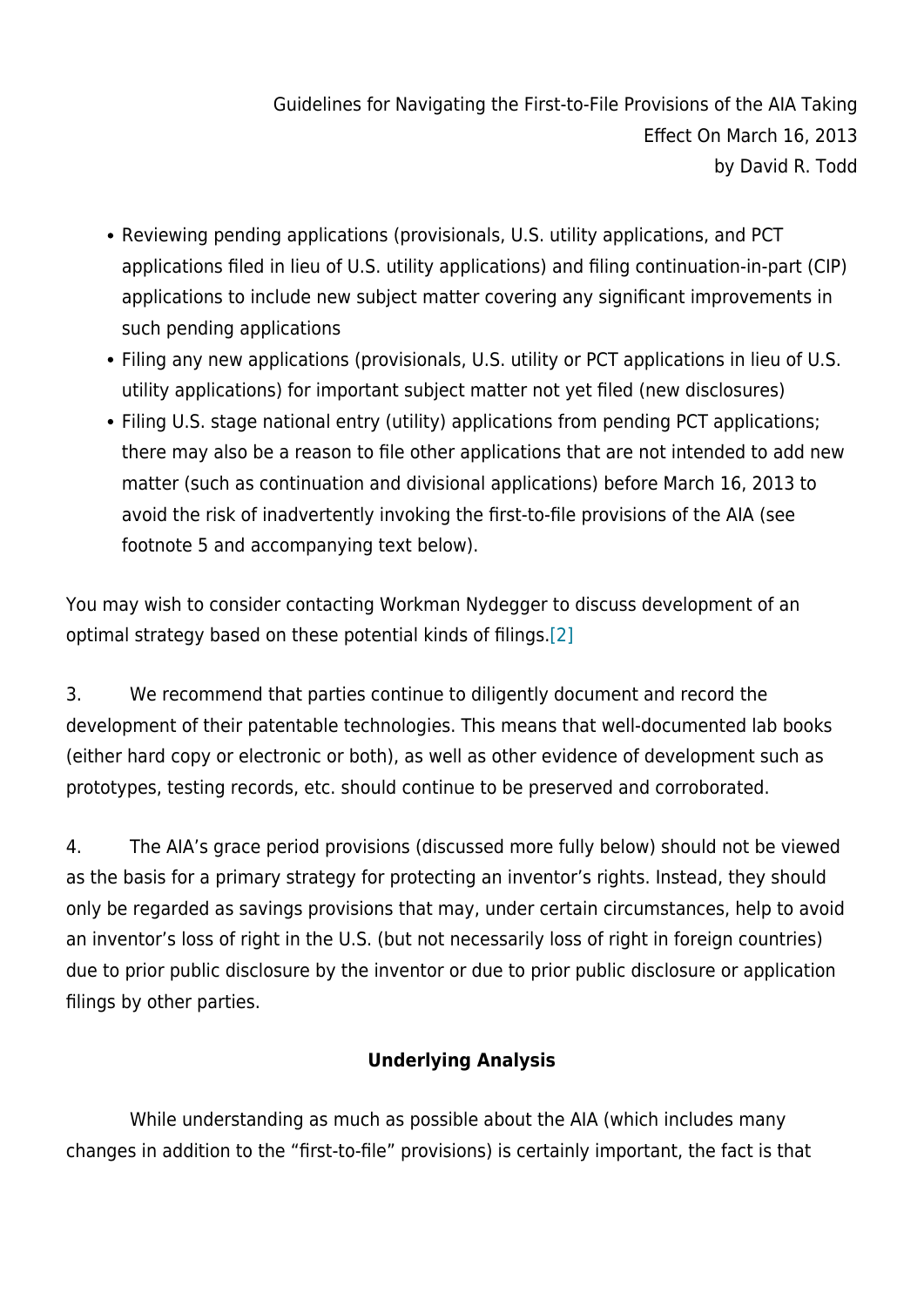- Reviewing pending applications (provisionals, U.S. utility applications, and PCT applications filed in lieu of U.S. utility applications) and filing continuation-in-part (CIP) applications to include new subject matter covering any significant improvements in such pending applications
- Filing any new applications (provisionals, U.S. utility or PCT applications in lieu of U.S. utility applications) for important subject matter not yet filed (new disclosures)
- Filing U.S. stage national entry (utility) applications from pending PCT applications; there may also be a reason to file other applications that are not intended to add new matter (such as continuation and divisional applications) before March 16, 2013 to avoid the risk of inadvertently invoking the first-to-file provisions of the AIA (see footnote 5 and accompanying text below).

You may wish to consider contacting Workman Nydegger to discuss development of an optimal strategy based on these potential kinds of filings.[2]

3. We recommend that parties continue to diligently document and record the development of their patentable technologies. This means that well-documented lab books (either hard copy or electronic or both), as well as other evidence of development such as prototypes, testing records, etc. should continue to be preserved and corroborated.

4. The AIA's grace period provisions (discussed more fully below) should not be viewed as the basis for a primary strategy for protecting an inventor's rights. Instead, they should only be regarded as savings provisions that may, under certain circumstances, help to avoid an inventor's loss of right in the U.S. (but not necessarily loss of right in foreign countries) due to prior public disclosure by the inventor or due to prior public disclosure or application filings by other parties.

**Underlying Analysis**

While understanding as much as possible about the AIA (which includes many changes in addition to the "first-to-file" provisions) is certainly important, the fact is that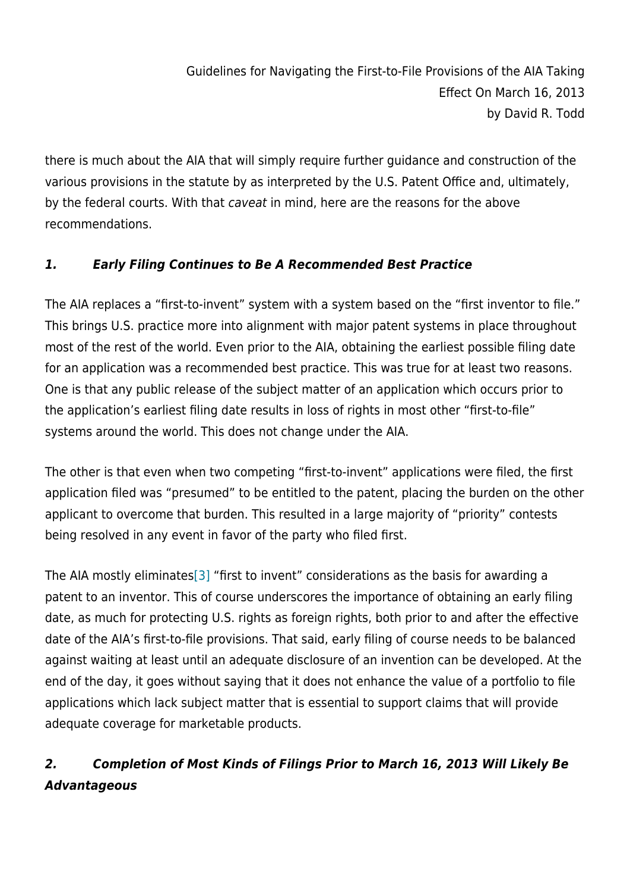there is much about the AIA that will simply require further guidance and construction of the various provisions in the statute by as interpreted by the U.S. Patent Office and, ultimately, by the federal courts. With that *caveat* in mind, here are the reasons for the above recommendations.

### ***1. Early Filing Continues to Be A Recommended Best Practice***

The AIA replaces a "first-to-invent" system with a system based on the "first inventor to file." This brings U.S. practice more into alignment with major patent systems in place throughout most of the rest of the world. Even prior to the AIA, obtaining the earliest possible filing date for an application was a recommended best practice. This was true for at least two reasons. One is that any public release of the subject matter of an application which occurs prior to the application's earliest filing date results in loss of rights in most other "first-to-file" systems around the world. This does not change under the AIA.

The other is that even when two competing "first-to-invent" applications were filed, the first application filed was "presumed" to be entitled to the patent, placing the burden on the other applicant to overcome that burden. This resulted in a large majority of "priority" contests being resolved in any event in favor of the party who filed first.

The AIA mostly eliminates[3] "first to invent" considerations as the basis for awarding a patent to an inventor. This of course underscores the importance of obtaining an early filing date, as much for protecting U.S. rights as foreign rights, both prior to and after the effective date of the AIA's first-to-file provisions. That said, early filing of course needs to be balanced against waiting at least until an adequate disclosure of an invention can be developed. At the end of the day, it goes without saying that it does not enhance the value of a portfolio to file applications which lack subject matter that is essential to support claims that will provide adequate coverage for marketable products.

### ***2. Completion of Most Kinds of Filings Prior to March 16, 2013 Will Likely Be Advantageous***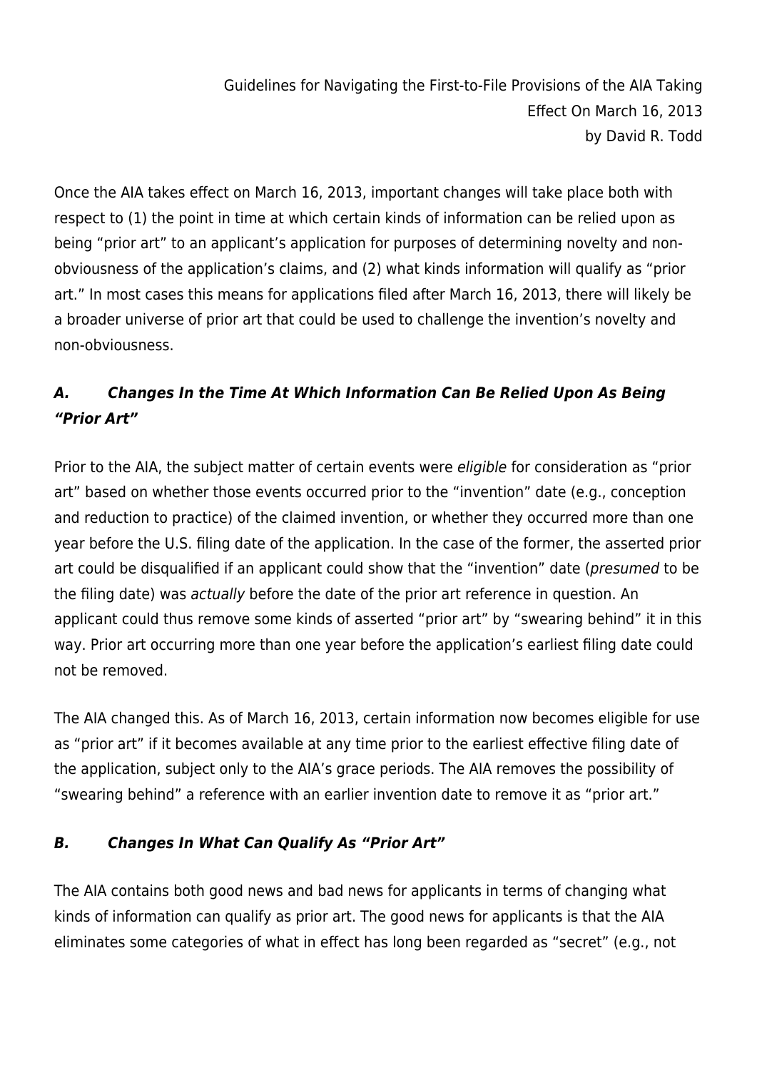Guidelines for Navigating the First-to-File Provisions of the AIA Taking Effect On March 16, 2013
by David R. Todd

Once the AIA takes effect on March 16, 2013, important changes will take place both with respect to (1) the point in time at which certain kinds of information can be relied upon as being "prior art" to an applicant's application for purposes of determining novelty and non-obviousness of the application's claims, and (2) what kinds information will qualify as "prior art." In most cases this means for applications filed after March 16, 2013, there will likely be a broader universe of prior art that could be used to challenge the invention's novelty and non-obviousness.

### *A. Changes In the Time At Which Information Can Be Relied Upon As Being "Prior Art"*

Prior to the AIA, the subject matter of certain events were *eligible* for consideration as "prior art" based on whether those events occurred prior to the "invention" date (e.g., conception and reduction to practice) of the claimed invention, or whether they occurred more than one year before the U.S. filing date of the application. In the case of the former, the asserted prior art could be disqualified if an applicant could show that the "invention" date (*presumed* to be the filing date) was *actually* before the date of the prior art reference in question. An applicant could thus remove some kinds of asserted "prior art" by "swearing behind" it in this way. Prior art occurring more than one year before the application's earliest filing date could not be removed.

The AIA changed this. As of March 16, 2013, certain information now becomes eligible for use as "prior art" if it becomes available at any time prior to the earliest effective filing date of the application, subject only to the AIA's grace periods. The AIA removes the possibility of "swearing behind" a reference with an earlier invention date to remove it as "prior art."

### *B. Changes In What Can Qualify As "Prior Art"*

The AIA contains both good news and bad news for applicants in terms of changing what kinds of information can qualify as prior art. The good news for applicants is that the AIA eliminates some categories of what in effect has long been regarded as "secret" (e.g., not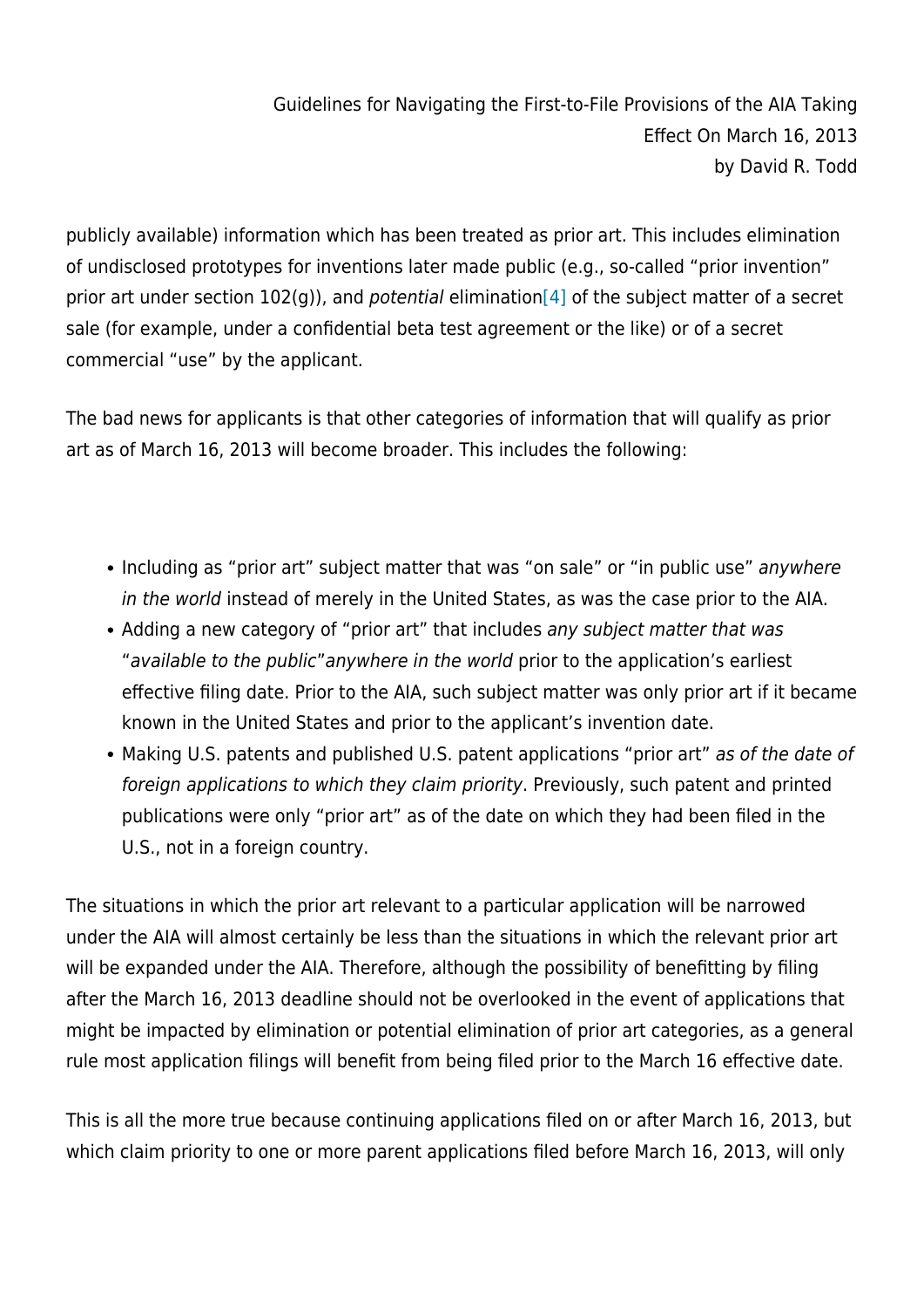publicly available) information which has been treated as prior art. This includes elimination of undisclosed prototypes for inventions later made public (e.g., so-called "prior invention" prior art under section 102(g)), and *potential* elimination[4] of the subject matter of a secret sale (for example, under a confidential beta test agreement or the like) or of a secret commercial "use" by the applicant.

The bad news for applicants is that other categories of information that will qualify as prior art as of March 16, 2013 will become broader. This includes the following:

- Including as "prior art" subject matter that was "on sale" or "in public use" *anywhere in the world* instead of merely in the United States, as was the case prior to the AIA.
- Adding a new category of "prior art" that includes *any subject matter that was "available to the public" anywhere in the world* prior to the application's earliest effective filing date. Prior to the AIA, such subject matter was only prior art if it became known in the United States and prior to the applicant's invention date.
- Making U.S. patents and published U.S. patent applications "prior art" *as of the date of foreign applications to which they claim priority*. Previously, such patent and printed publications were only "prior art" as of the date on which they had been filed in the U.S., not in a foreign country.

The situations in which the prior art relevant to a particular application will be narrowed under the AIA will almost certainly be less than the situations in which the relevant prior art will be expanded under the AIA. Therefore, although the possibility of benefitting by filing after the March 16, 2013 deadline should not be overlooked in the event of applications that might be impacted by elimination or potential elimination of prior art categories, as a general rule most application filings will benefit from being filed prior to the March 16 effective date.

This is all the more true because continuing applications filed on or after March 16, 2013, but which claim priority to one or more parent applications filed before March 16, 2013, will only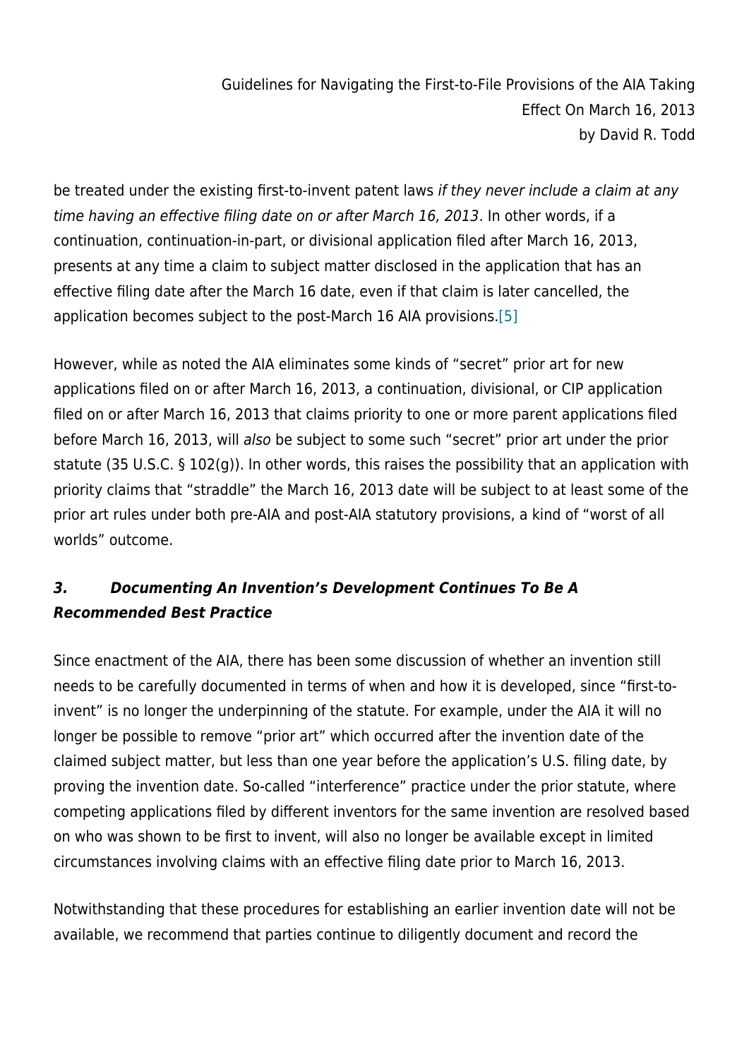be treated under the existing first-to-invent patent laws *if they never include a claim at any time having an effective filing date on or after March 16, 2013*. In other words, if a continuation, continuation-in-part, or divisional application filed after March 16, 2013, presents at any time a claim to subject matter disclosed in the application that has an effective filing date after the March 16 date, even if that claim is later cancelled, the application becomes subject to the post-March 16 AIA provisions.[5]

However, while as noted the AIA eliminates some kinds of "secret" prior art for new applications filed on or after March 16, 2013, a continuation, divisional, or CIP application filed on or after March 16, 2013 that claims priority to one or more parent applications filed before March 16, 2013, will *also* be subject to some such "secret" prior art under the prior statute (35 U.S.C. § 102(g)). In other words, this raises the possibility that an application with priority claims that "straddle" the March 16, 2013 date will be subject to at least some of the prior art rules under both pre-AIA and post-AIA statutory provisions, a kind of "worst of all worlds" outcome.

### ***3. Documenting An Invention's Development Continues To Be A Recommended Best Practice***

Since enactment of the AIA, there has been some discussion of whether an invention still needs to be carefully documented in terms of when and how it is developed, since "first-to-invent" is no longer the underpinning of the statute. For example, under the AIA it will no longer be possible to remove "prior art" which occurred after the invention date of the claimed subject matter, but less than one year before the application's U.S. filing date, by proving the invention date. So-called "interference" practice under the prior statute, where competing applications filed by different inventors for the same invention are resolved based on who was shown to be first to invent, will also no longer be available except in limited circumstances involving claims with an effective filing date prior to March 16, 2013.

Notwithstanding that these procedures for establishing an earlier invention date will not be available, we recommend that parties continue to diligently document and record the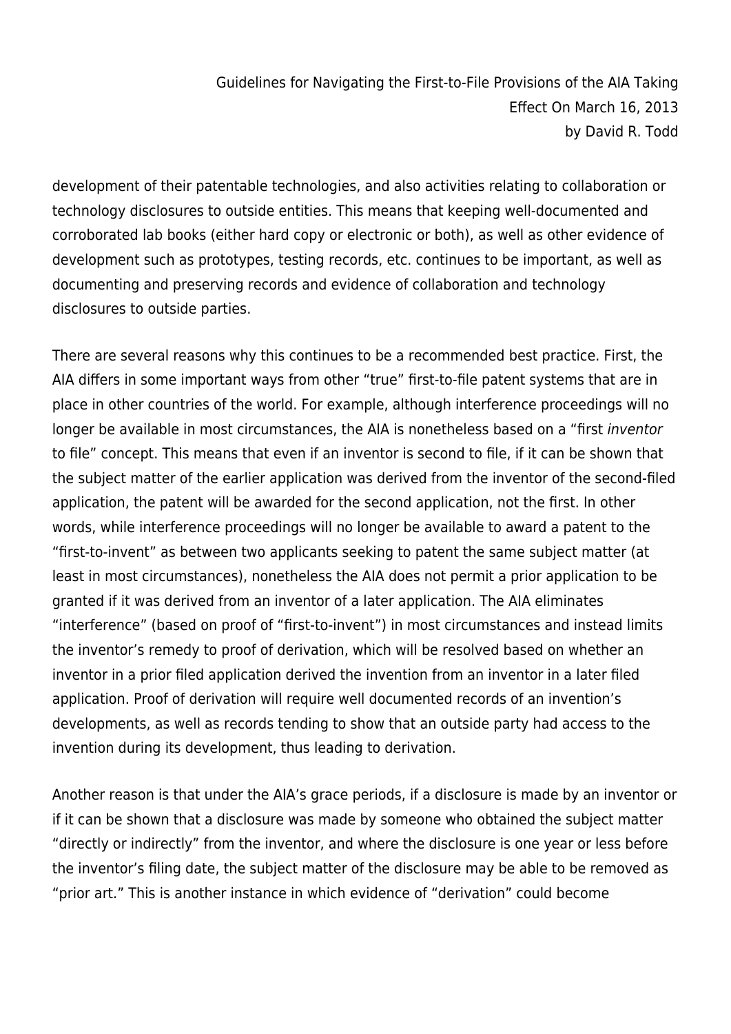development of their patentable technologies, and also activities relating to collaboration or technology disclosures to outside entities. This means that keeping well-documented and corroborated lab books (either hard copy or electronic or both), as well as other evidence of development such as prototypes, testing records, etc. continues to be important, as well as documenting and preserving records and evidence of collaboration and technology disclosures to outside parties.

There are several reasons why this continues to be a recommended best practice. First, the AIA differs in some important ways from other "true" first-to-file patent systems that are in place in other countries of the world. For example, although interference proceedings will no longer be available in most circumstances, the AIA is nonetheless based on a "first *inventor* to file" concept. This means that even if an inventor is second to file, if it can be shown that the subject matter of the earlier application was derived from the inventor of the second-filed application, the patent will be awarded for the second application, not the first. In other words, while interference proceedings will no longer be available to award a patent to the "first-to-invent" as between two applicants seeking to patent the same subject matter (at least in most circumstances), nonetheless the AIA does not permit a prior application to be granted if it was derived from an inventor of a later application. The AIA eliminates "interference" (based on proof of "first-to-invent") in most circumstances and instead limits the inventor's remedy to proof of derivation, which will be resolved based on whether an inventor in a prior filed application derived the invention from an inventor in a later filed application. Proof of derivation will require well documented records of an invention's developments, as well as records tending to show that an outside party had access to the invention during its development, thus leading to derivation.

Another reason is that under the AIA's grace periods, if a disclosure is made by an inventor or if it can be shown that a disclosure was made by someone who obtained the subject matter "directly or indirectly" from the inventor, and where the disclosure is one year or less before the inventor's filing date, the subject matter of the disclosure may be able to be removed as "prior art." This is another instance in which evidence of "derivation" could become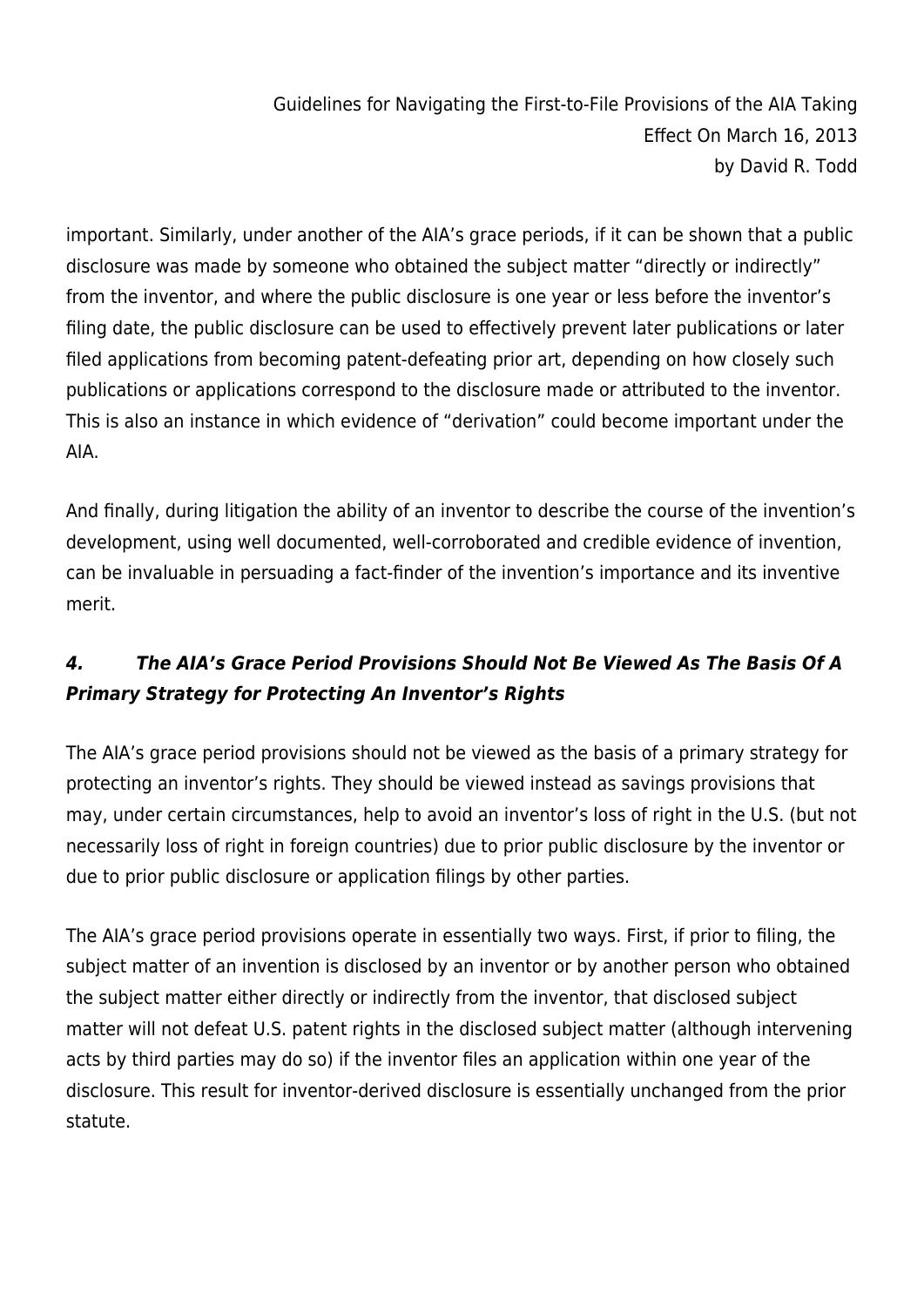important. Similarly, under another of the AIA's grace periods, if it can be shown that a public disclosure was made by someone who obtained the subject matter "directly or indirectly" from the inventor, and where the public disclosure is one year or less before the inventor's filing date, the public disclosure can be used to effectively prevent later publications or later filed applications from becoming patent-defeating prior art, depending on how closely such publications or applications correspond to the disclosure made or attributed to the inventor. This is also an instance in which evidence of "derivation" could become important under the AIA.

And finally, during litigation the ability of an inventor to describe the course of the invention's development, using well documented, well-corroborated and credible evidence of invention, can be invaluable in persuading a fact-finder of the invention's importance and its inventive merit.

### ***4. The AIA's Grace Period Provisions Should Not Be Viewed As The Basis Of A Primary Strategy for Protecting An Inventor's Rights***

The AIA's grace period provisions should not be viewed as the basis of a primary strategy for protecting an inventor's rights. They should be viewed instead as savings provisions that may, under certain circumstances, help to avoid an inventor's loss of right in the U.S. (but not necessarily loss of right in foreign countries) due to prior public disclosure by the inventor or due to prior public disclosure or application filings by other parties.

The AIA's grace period provisions operate in essentially two ways. First, if prior to filing, the subject matter of an invention is disclosed by an inventor or by another person who obtained the subject matter either directly or indirectly from the inventor, that disclosed subject matter will not defeat U.S. patent rights in the disclosed subject matter (although intervening acts by third parties may do so) if the inventor files an application within one year of the disclosure. This result for inventor-derived disclosure is essentially unchanged from the prior statute.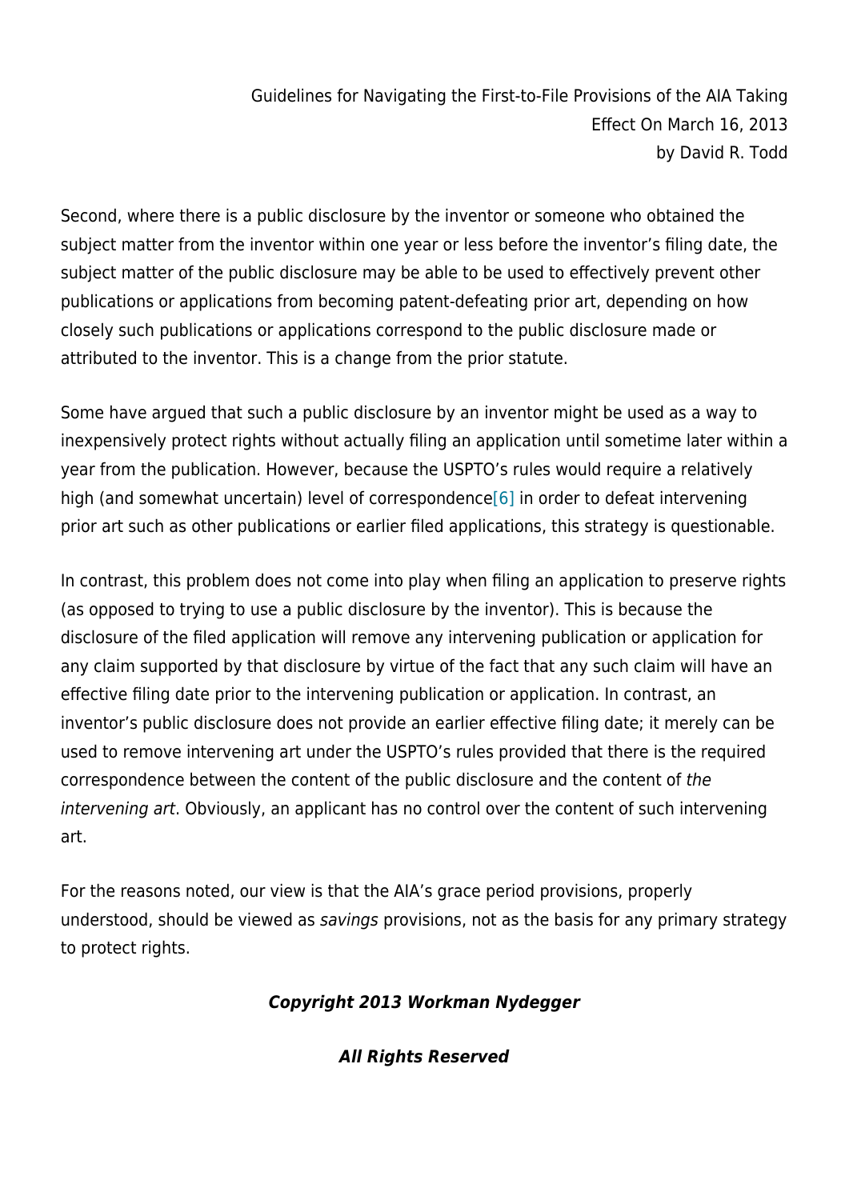Second, where there is a public disclosure by the inventor or someone who obtained the subject matter from the inventor within one year or less before the inventor's filing date, the subject matter of the public disclosure may be able to be used to effectively prevent other publications or applications from becoming patent-defeating prior art, depending on how closely such publications or applications correspond to the public disclosure made or attributed to the inventor. This is a change from the prior statute.

Some have argued that such a public disclosure by an inventor might be used as a way to inexpensively protect rights without actually filing an application until sometime later within a year from the publication. However, because the USPTO's rules would require a relatively high (and somewhat uncertain) level of correspondence[6] in order to defeat intervening prior art such as other publications or earlier filed applications, this strategy is questionable.

In contrast, this problem does not come into play when filing an application to preserve rights (as opposed to trying to use a public disclosure by the inventor). This is because the disclosure of the filed application will remove any intervening publication or application for any claim supported by that disclosure by virtue of the fact that any such claim will have an effective filing date prior to the intervening publication or application. In contrast, an inventor's public disclosure does not provide an earlier effective filing date; it merely can be used to remove intervening art under the USPTO's rules provided that there is the required correspondence between the content of the public disclosure and the content of *the intervening art*. Obviously, an applicant has no control over the content of such intervening art.

For the reasons noted, our view is that the AIA's grace period provisions, properly understood, should be viewed as *savings* provisions, not as the basis for any primary strategy to protect rights.

***Copyright 2013 Workman Nydegger***

***All Rights Reserved***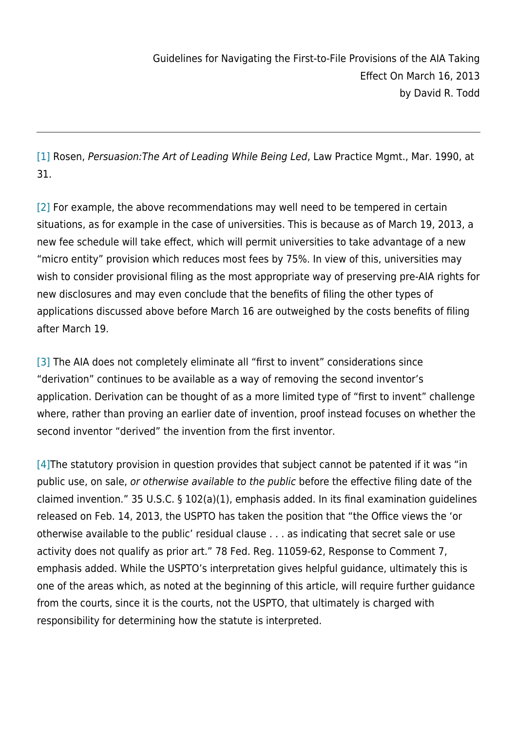[1] Rosen, *Persuasion:The Art of Leading While Being Led*, Law Practice Mgmt., Mar. 1990, at 31.

[2] For example, the above recommendations may well need to be tempered in certain situations, as for example in the case of universities. This is because as of March 19, 2013, a new fee schedule will take effect, which will permit universities to take advantage of a new "micro entity" provision which reduces most fees by 75%. In view of this, universities may wish to consider provisional filing as the most appropriate way of preserving pre-AIA rights for new disclosures and may even conclude that the benefits of filing the other types of applications discussed above before March 16 are outweighed by the costs benefits of filing after March 19.

[3] The AIA does not completely eliminate all "first to invent" considerations since "derivation" continues to be available as a way of removing the second inventor's application. Derivation can be thought of as a more limited type of "first to invent" challenge where, rather than proving an earlier date of invention, proof instead focuses on whether the second inventor "derived" the invention from the first inventor.

[4]The statutory provision in question provides that subject cannot be patented if it was "in public use, on sale, *or otherwise available to the public* before the effective filing date of the claimed invention." 35 U.S.C. § 102(a)(1), emphasis added. In its final examination guidelines released on Feb. 14, 2013, the USPTO has taken the position that "the Office views the 'or otherwise available to the public' residual clause . . . as indicating that secret sale or use activity does not qualify as prior art." 78 Fed. Reg. 11059-62, Response to Comment 7, emphasis added. While the USPTO's interpretation gives helpful guidance, ultimately this is one of the areas which, as noted at the beginning of this article, will require further guidance from the courts, since it is the courts, not the USPTO, that ultimately is charged with responsibility for determining how the statute is interpreted.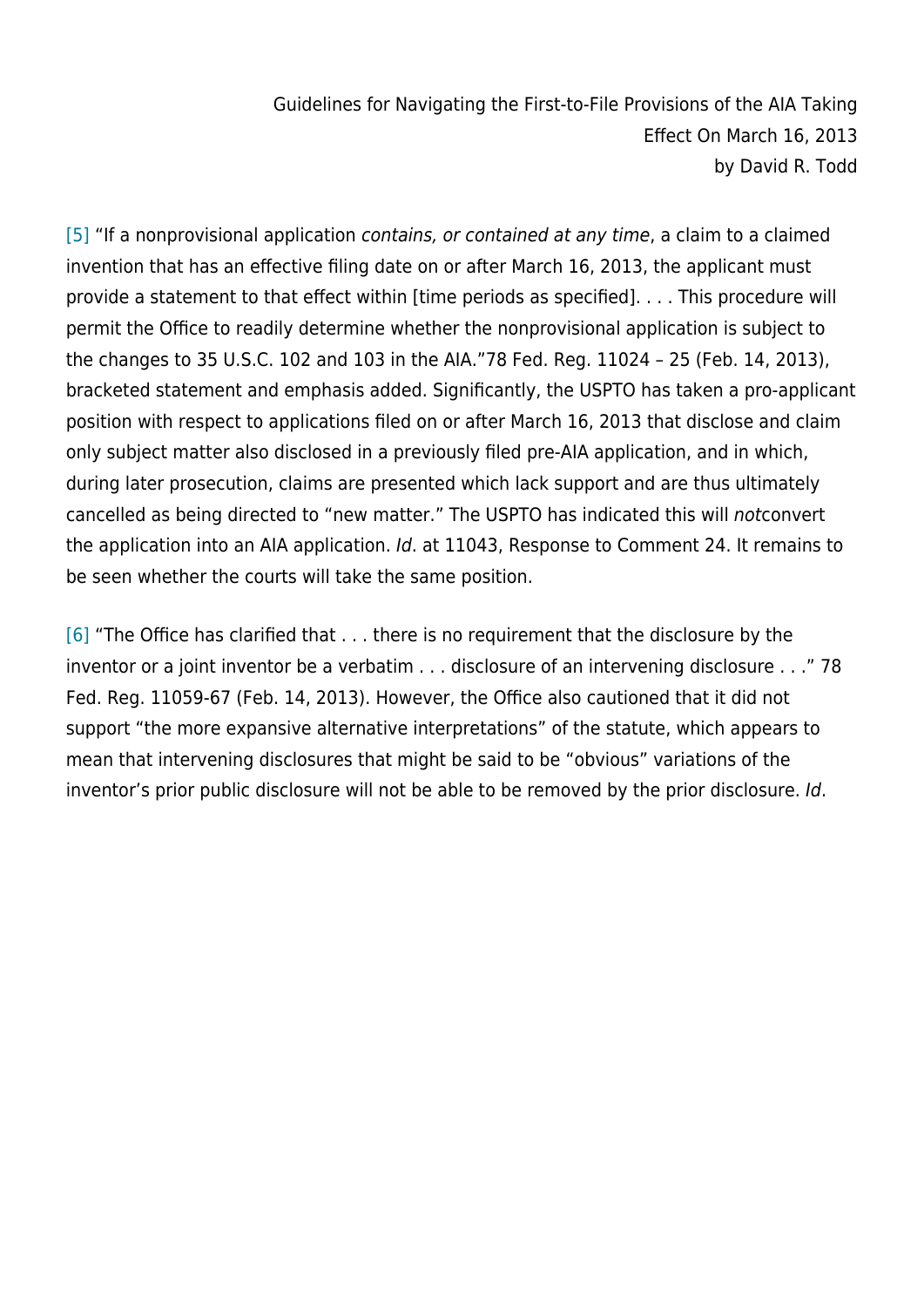[5] "If a nonprovisional application *contains, or contained at any time*, a claim to a claimed invention that has an effective filing date on or after March 16, 2013, the applicant must provide a statement to that effect within [time periods as specified]. . . . This procedure will permit the Office to readily determine whether the nonprovisional application is subject to the changes to 35 U.S.C. 102 and 103 in the AIA."78 Fed. Reg. 11024 – 25 (Feb. 14, 2013), bracketed statement and emphasis added. Significantly, the USPTO has taken a pro-applicant position with respect to applications filed on or after March 16, 2013 that disclose and claim only subject matter also disclosed in a previously filed pre-AIA application, and in which, during later prosecution, claims are presented which lack support and are thus ultimately cancelled as being directed to "new matter." The USPTO has indicated this will *not*convert the application into an AIA application. *Id*. at 11043, Response to Comment 24. It remains to be seen whether the courts will take the same position.

[6] "The Office has clarified that . . . there is no requirement that the disclosure by the inventor or a joint inventor be a verbatim . . . disclosure of an intervening disclosure . . ." 78 Fed. Reg. 11059-67 (Feb. 14, 2013). However, the Office also cautioned that it did not support "the more expansive alternative interpretations" of the statute, which appears to mean that intervening disclosures that might be said to be "obvious" variations of the inventor's prior public disclosure will not be able to be removed by the prior disclosure. *Id*.